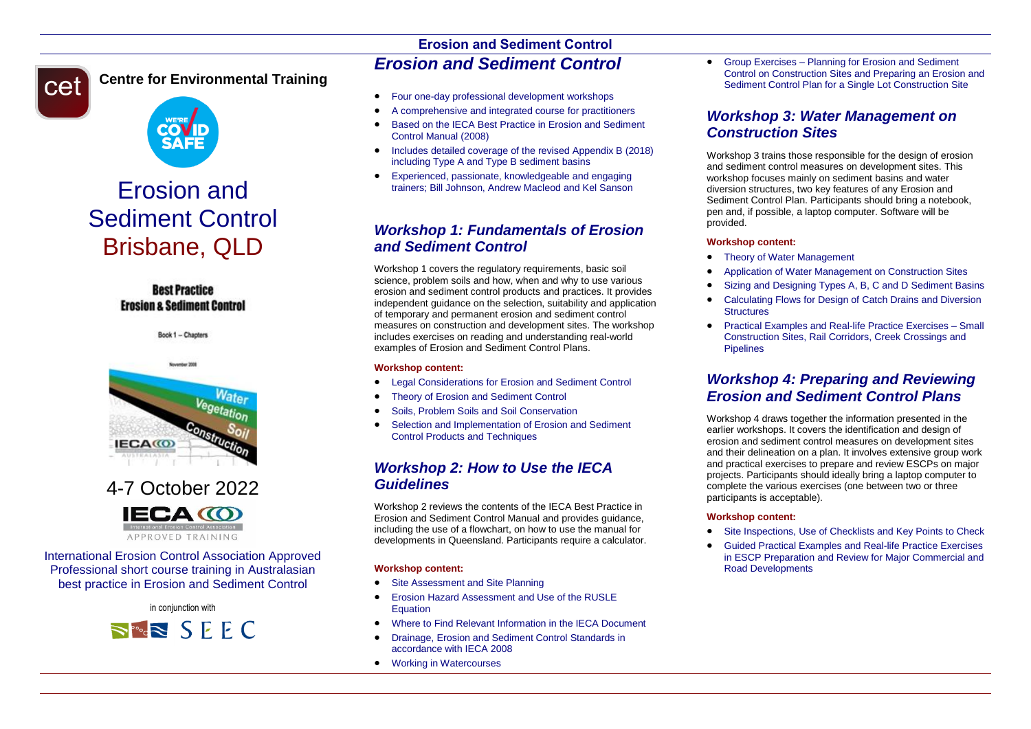cet

**Centre for Environmental Training**

WE'RE COVID SAFE

# Erosion and Sediment Control Brisbane, QLD

**Best Practice Erosion & Sediment Control**

Book 1 – Chapters

November 2008

Water Vegetation Soil Construction

IECA AUSTRALASIA

4-7 October 2022

IECA International Erosion Control Association APPROVED TRAINING

International Erosion Control Association Approved Professional short course training in Australasian best practice in Erosion and Sediment Control

in conjunction with

SEEC

**Erosion and Sediment Control**

## *Erosion and Sediment Control*

- Four one-day professional development workshops
- A comprehensive and integrated course for practitioners
- Based on the IECA Best Practice in Erosion and Sediment Control Manual (2008)
- Includes detailed coverage of the revised Appendix B (2018) including Type A and Type B sediment basins
- Experienced, passionate, knowledgeable and engaging trainers; Bill Johnson, Andrew Macleod and Kel Sanson

## *Workshop 1: Fundamentals of Erosion and Sediment Control*

Workshop 1 covers the regulatory requirements, basic soil science, problem soils and how, when and why to use various erosion and sediment control products and practices. It provides independent guidance on the selection, suitability and application of temporary and permanent erosion and sediment control measures on construction and development sites. The workshop includes exercises on reading and understanding real-world examples of Erosion and Sediment Control Plans.

**Workshop content:**

- Legal Considerations for Erosion and Sediment Control
- Theory of Erosion and Sediment Control
- Soils, Problem Soils and Soil Conservation
- Selection and Implementation of Erosion and Sediment Control Products and Techniques

## *Workshop 2: How to Use the IECA Guidelines*

Workshop 2 reviews the contents of the IECA Best Practice in Erosion and Sediment Control Manual and provides guidance, including the use of a flowchart, on how to use the manual for developments in Queensland. Participants require a calculator.

**Workshop content:**

- Site Assessment and Site Planning
- Erosion Hazard Assessment and Use of the RUSLE Equation
- Where to Find Relevant Information in the IECA Document
- Drainage, Erosion and Sediment Control Standards in accordance with IECA 2008
- Working in Watercourses
- Group Exercises – Planning for Erosion and Sediment Control on Construction Sites and Preparing an Erosion and Sediment Control Plan for a Single Lot Construction Site

## *Workshop 3: Water Management on Construction Sites*

Workshop 3 trains those responsible for the design of erosion and sediment control measures on development sites. This workshop focuses mainly on sediment basins and water diversion structures, two key features of any Erosion and Sediment Control Plan. Participants should bring a notebook, pen and, if possible, a laptop computer. Software will be provided.

**Workshop content:**

- Theory of Water Management
- Application of Water Management on Construction Sites
- Sizing and Designing Types A, B, C and D Sediment Basins
- Calculating Flows for Design of Catch Drains and Diversion Structures
- Practical Examples and Real-life Practice Exercises – Small Construction Sites, Rail Corridors, Creek Crossings and Pipelines

## *Workshop 4: Preparing and Reviewing Erosion and Sediment Control Plans*

Workshop 4 draws together the information presented in the earlier workshops. It covers the identification and design of erosion and sediment control measures on development sites and their delineation on a plan. It involves extensive group work and practical exercises to prepare and review ESCPs on major projects. Participants should ideally bring a laptop computer to complete the various exercises (one between two or three participants is acceptable).

**Workshop content:**

- Site Inspections, Use of Checklists and Key Points to Check
- Guided Practical Examples and Real-life Practice Exercises in ESCP Preparation and Review for Major Commercial and Road Developments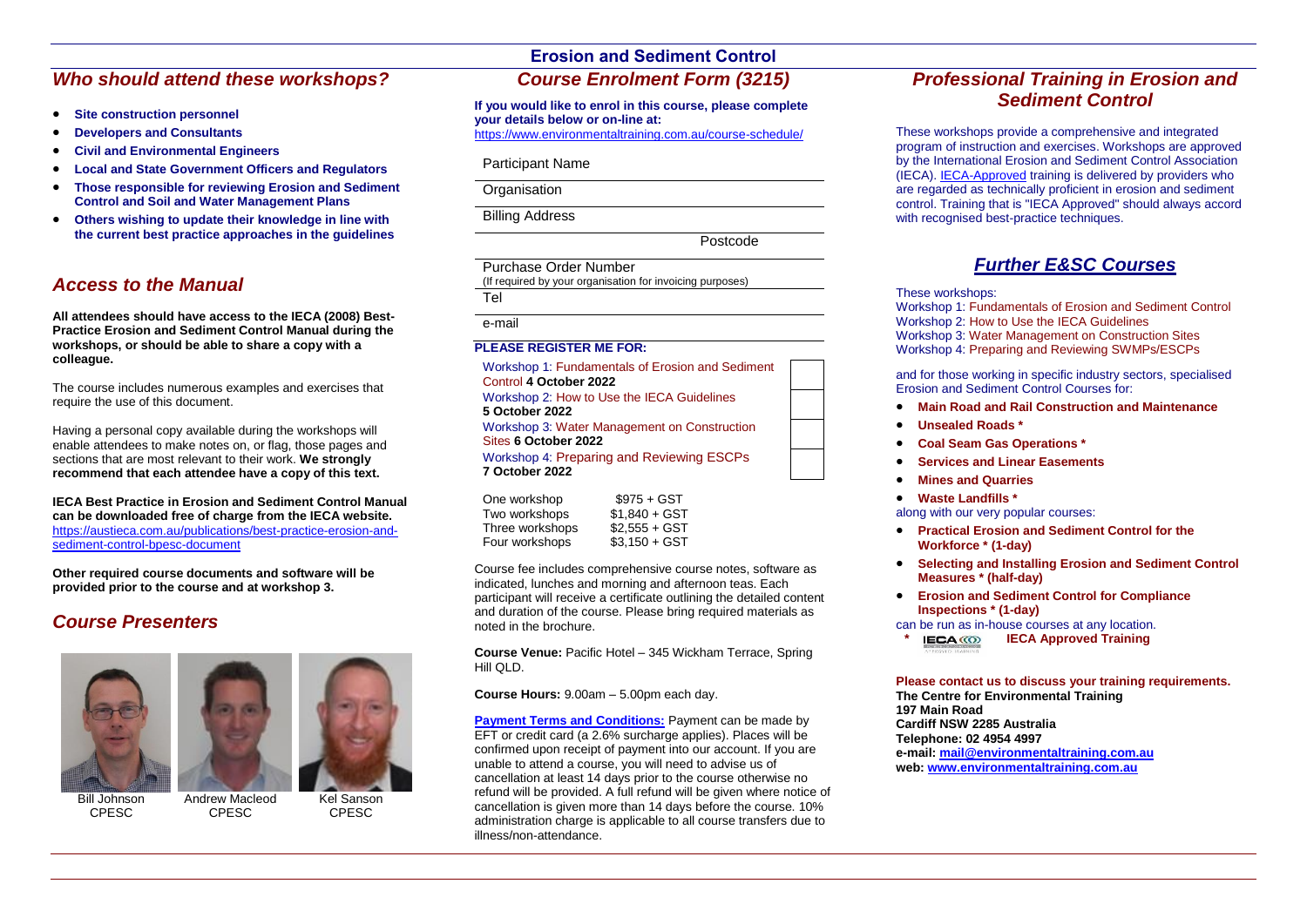## Who should attend these workshops?

- **Site construction personnel**
- **Developers and Consultants**
- **Civil and Environmental Engineers**
- **Local and State Government Officers and Regulators**
- **Those responsible for reviewing Erosion and Sediment Control and Soil and Water Management Plans**
- **Others wishing to update their knowledge in line with the current best practice approaches in the guidelines**

## Access to the Manual

**All attendees should have access to the IECA (2008) Best-Practice Erosion and Sediment Control Manual during the workshops, or should be able to share a copy with a colleague.**

The course includes numerous examples and exercises that require the use of this document.

Having a personal copy available during the workshops will enable attendees to make notes on, or flag, those pages and sections that are most relevant to their work. **We strongly recommend that each attendee have a copy of this text.**

**IECA Best Practice in Erosion and Sediment Control Manual can be downloaded free of charge from the IECA website.**
https://austieca.com.au/publications/best-practice-erosion-and-sediment-control-bpesc-document

**Other required course documents and software will be provided prior to the course and at workshop 3.**

## Course Presenters

Bill Johnson
CPESC

Andrew Macleod
CPESC

Kel Sanson
CPESC

# Erosion and Sediment Control

## Course Enrolment Form (3215)

**If you would like to enrol in this course, please complete your details below or on-line at:**
https://www.environmentaltraining.com.au/course-schedule/

Participant Name

Organisation

Billing Address

Postcode

Purchase Order Number
(If required by your organisation for invoicing purposes)

Tel

e-mail

**PLEASE REGISTER ME FOR:**

- [ ] Workshop 1: Fundamentals of Erosion and Sediment Control **4 October 2022**
- [ ] Workshop 2: How to Use the IECA Guidelines **5 October 2022**
- [ ] Workshop 3: Water Management on Construction Sites **6 October 2022**
- [ ] Workshop 4: Preparing and Reviewing ESCPs **7 October 2022**

| | |
|---|---|
| One workshop | $975 + GST |
| Two workshops | $1,840 + GST |
| Three workshops | $2,555 + GST |
| Four workshops | $3,150 + GST |

Course fee includes comprehensive course notes, software as indicated, lunches and morning and afternoon teas. Each participant will receive a certificate outlining the detailed content and duration of the course. Please bring required materials as noted in the brochure.

**Course Venue:** Pacific Hotel – 345 Wickham Terrace, Spring Hill QLD.

**Course Hours:** 9.00am – 5.00pm each day.

**Payment Terms and Conditions:** Payment can be made by EFT or credit card (a 2.6% surcharge applies). Places will be confirmed upon receipt of payment into our account. If you are unable to attend a course, you will need to advise us of cancellation at least 14 days prior to the course otherwise no refund will be provided. A full refund will be given where notice of cancellation is given more than 14 days before the course. 10% administration charge is applicable to all course transfers due to illness/non-attendance.

## Professional Training in Erosion and Sediment Control

These workshops provide a comprehensive and integrated program of instruction and exercises. Workshops are approved by the International Erosion and Sediment Control Association (IECA). IECA-Approved training is delivered by providers who are regarded as technically proficient in erosion and sediment control. Training that is "IECA Approved" should always accord with recognised best-practice techniques.

## Further E&SC Courses

These workshops:
Workshop 1: Fundamentals of Erosion and Sediment Control
Workshop 2: How to Use the IECA Guidelines
Workshop 3: Water Management on Construction Sites
Workshop 4: Preparing and Reviewing SWMPs/ESCPs

and for those working in specific industry sectors, specialised Erosion and Sediment Control Courses for:

- **Main Road and Rail Construction and Maintenance**
- **Unsealed Roads ***
- **Coal Seam Gas Operations ***
- **Services and Linear Easements**
- **Mines and Quarries**
- **Waste Landfills ***

along with our very popular courses:

- **Practical Erosion and Sediment Control for the Workforce * (1-day)**
- **Selecting and Installing Erosion and Sediment Control Measures * (half-day)**
- **Erosion and Sediment Control for Compliance Inspections * (1-day)**

can be run as in-house courses at any location.

* **IECA Approved Training**

**Please contact us to discuss your training requirements.**
**The Centre for Environmental Training**
**197 Main Road**
**Cardiff NSW 2285 Australia**
**Telephone: 02 4954 4997**
**e-mail: mail@environmentaltraining.com.au**
**web: www.environmentaltraining.com.au**